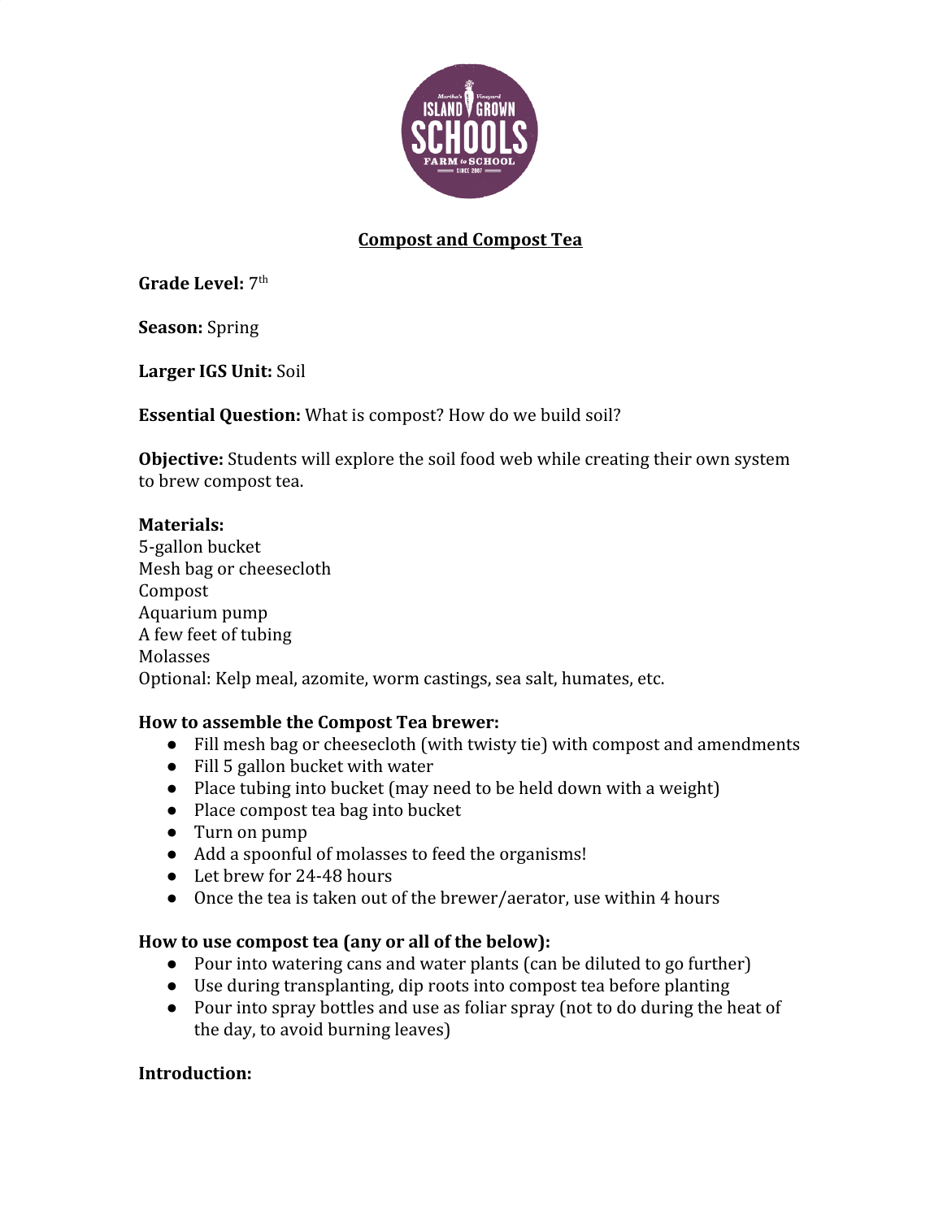# Compost and Compost Tea

**Grade Level:** 7th

**Season:** Spring

**Larger IGS Unit:** Soil

**Essential Question:** What is compost? How do we build soil?

**Objective:** Students will explore the soil food web while creating their own system to brew compost tea.

**Materials:**
5-gallon bucket
Mesh bag or cheesecloth
Compost
Aquarium pump
A few feet of tubing
Molasses
Optional: Kelp meal, azomite, worm castings, sea salt, humates, etc.

**How to assemble the Compost Tea brewer:**

- Fill mesh bag or cheesecloth (with twisty tie) with compost and amendments
- Fill 5 gallon bucket with water
- Place tubing into bucket (may need to be held down with a weight)
- Place compost tea bag into bucket
- Turn on pump
- Add a spoonful of molasses to feed the organisms!
- Let brew for 24-48 hours
- Once the tea is taken out of the brewer/aerator, use within 4 hours

**How to use compost tea (any or all of the below):**

- Pour into watering cans and water plants (can be diluted to go further)
- Use during transplanting, dip roots into compost tea before planting
- Pour into spray bottles and use as foliar spray (not to do during the heat of the day, to avoid burning leaves)

**Introduction:**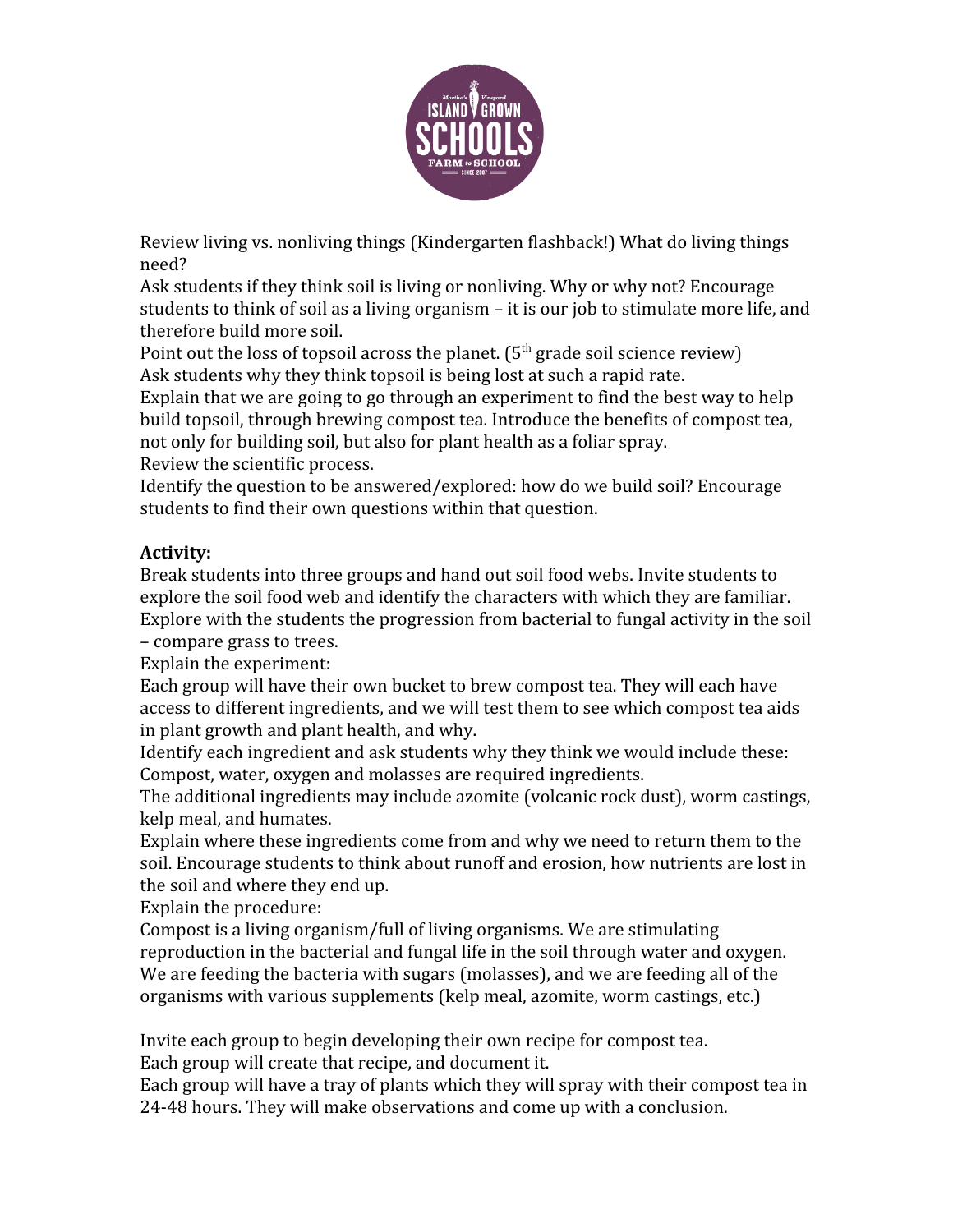Review living vs. nonliving things (Kindergarten flashback!) What do living things need?
Ask students if they think soil is living or nonliving. Why or why not? Encourage students to think of soil as a living organism – it is our job to stimulate more life, and therefore build more soil.
Point out the loss of topsoil across the planet. (5th grade soil science review)
Ask students why they think topsoil is being lost at such a rapid rate.
Explain that we are going to go through an experiment to find the best way to help build topsoil, through brewing compost tea. Introduce the benefits of compost tea, not only for building soil, but also for plant health as a foliar spray.
Review the scientific process.
Identify the question to be answered/explored: how do we build soil? Encourage students to find their own questions within that question.

**Activity:**
Break students into three groups and hand out soil food webs. Invite students to explore the soil food web and identify the characters with which they are familiar.
Explore with the students the progression from bacterial to fungal activity in the soil – compare grass to trees.
Explain the experiment:
Each group will have their own bucket to brew compost tea. They will each have access to different ingredients, and we will test them to see which compost tea aids in plant growth and plant health, and why.
Identify each ingredient and ask students why they think we would include these:
Compost, water, oxygen and molasses are required ingredients.
The additional ingredients may include azomite (volcanic rock dust), worm castings, kelp meal, and humates.
Explain where these ingredients come from and why we need to return them to the soil. Encourage students to think about runoff and erosion, how nutrients are lost in the soil and where they end up.
Explain the procedure:
Compost is a living organism/full of living organisms. We are stimulating reproduction in the bacterial and fungal life in the soil through water and oxygen.
We are feeding the bacteria with sugars (molasses), and we are feeding all of the organisms with various supplements (kelp meal, azomite, worm castings, etc.)

Invite each group to begin developing their own recipe for compost tea.
Each group will create that recipe, and document it.
Each group will have a tray of plants which they will spray with their compost tea in 24-48 hours. They will make observations and come up with a conclusion.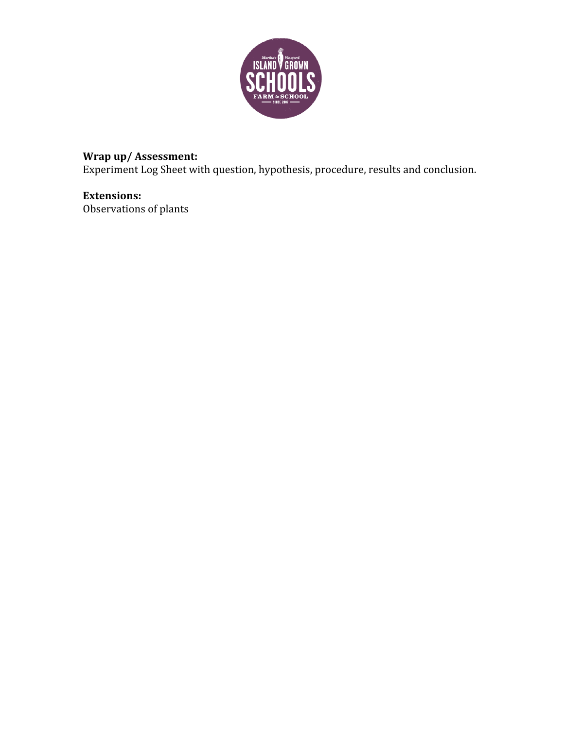**Wrap up/ Assessment:**
Experiment Log Sheet with question, hypothesis, procedure, results and conclusion.

**Extensions:**
Observations of plants